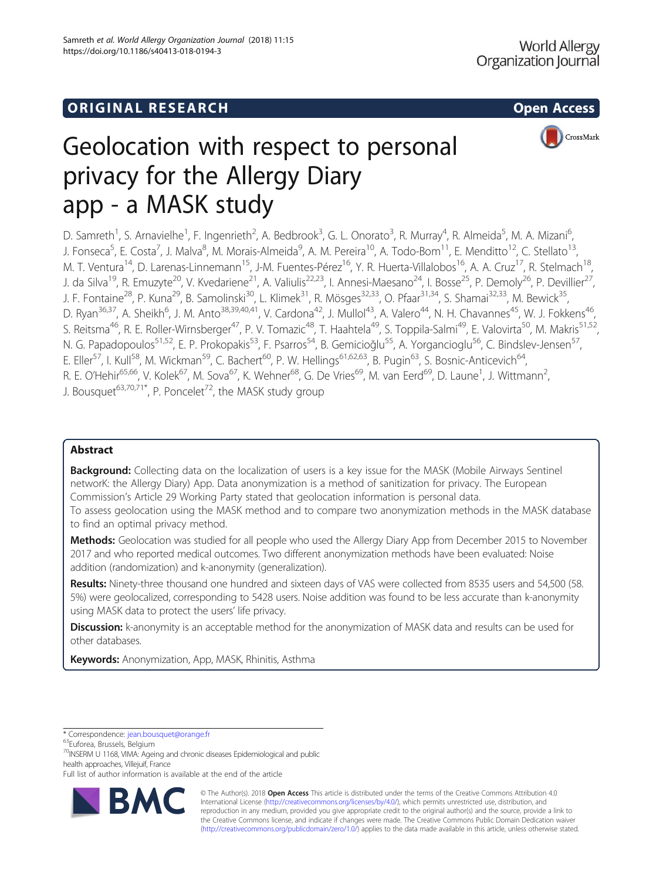ORIGINAL RESEARCH

Open Access

# Geolocation with respect to personal privacy for the Allergy Diary app - a MASK study

D. Samreth[1], S. Arnavielhe[1], F. Ingenrieth[2], A. Bedbrook[3], G. L. Onorato[3], R. Murray[4], R. Almeida[5], M. A. Mizani[6], J. Fonseca[5], E. Costa[7], J. Malva[8], M. Morais-Almeida[9], A. M. Pereira[10], A. Todo-Bom[11], E. Menditto[12], C. Stellato[13], M. T. Ventura[14], D. Larenas-Linnemann[15], J-M. Fuentes-Pérez[16], Y. R. Huerta-Villalobos[16], A. A. Cruz[17], R. Stelmach[18], J. da Silva[19], R. Emuzyte[20], V. Kvedariene[21], A. Valiulis[22,23], I. Annesi-Maesano[24], I. Bosse[25], P. Demoly[26], P. Devillier[27], J. F. Fontaine[28], P. Kuna[29], B. Samolinski[30], L. Klimek[31], R. Mösges[32,33], O. Pfaar[31,34], S. Shamai[32,33], M. Bewick[35], D. Ryan[36,37], A. Sheikh[6], J. M. Anto[38,39,40,41], V. Cardona[42], J. Mullol[43], A. Valero[44], N. H. Chavannes[45], W. J. Fokkens[46], S. Reitsma[46], R. E. Roller-Wirnsberger[47], P. V. Tomazic[48], T. Haahtela[49], S. Toppila-Salmi[49], E. Valovirta[50], M. Makris[51,52], N. G. Papadopoulos[51,52], E. P. Prokopakis[53], F. Psarros[54], B. Gemicioğlu[55], A. Yorgancioglu[56], C. Bindslev-Jensen[57], E. Eller[57], I. Kull[58], M. Wickman[59], C. Bachert[60], P. W. Hellings[61,62,63], B. Pugin[63], S. Bosnic-Anticevich[64], R. E. O'Hehir[65,66], V. Kolek[67], M. Sova[67], K. Wehner[68], G. De Vries[69], M. van Eerd[69], D. Laune[1], J. Wittmann[2], J. Bousquet[63,70,71*], P. Poncelet[72], the MASK study group

## Abstract

**Background:** Collecting data on the localization of users is a key issue for the MASK (Mobile Airways Sentinel networK: the Allergy Diary) App. Data anonymization is a method of sanitization for privacy. The European Commission's Article 29 Working Party stated that geolocation information is personal data.

To assess geolocation using the MASK method and to compare two anonymization methods in the MASK database to find an optimal privacy method.

**Methods:** Geolocation was studied for all people who used the Allergy Diary App from December 2015 to November 2017 and who reported medical outcomes. Two different anonymization methods have been evaluated: Noise addition (randomization) and k-anonymity (generalization).

**Results:** Ninety-three thousand one hundred and sixteen days of VAS were collected from 8535 users and 54,500 (58.5%) were geolocalized, corresponding to 5428 users. Noise addition was found to be less accurate than k-anonymity using MASK data to protect the users' life privacy.

**Discussion:** k-anonymity is an acceptable method for the anonymization of MASK data and results can be used for other databases.

**Keywords:** Anonymization, App, MASK, Rhinitis, Asthma

\* Correspondence: jean.bousquet@orange.fr
[63]Euforea, Brussels, Belgium
[70]INSERM U 1168, VIMA: Ageing and chronic diseases Epidemiological and public health approaches, Villejuif, France
Full list of author information is available at the end of the article

© The Author(s). 2018 **Open Access** This article is distributed under the terms of the Creative Commons Attribution 4.0 International License (http://creativecommons.org/licenses/by/4.0/), which permits unrestricted use, distribution, and reproduction in any medium, provided you give appropriate credit to the original author(s) and the source, provide a link to the Creative Commons license, and indicate if changes were made. The Creative Commons Public Domain Dedication waiver (http://creativecommons.org/publicdomain/zero/1.0/) applies to the data made available in this article, unless otherwise stated.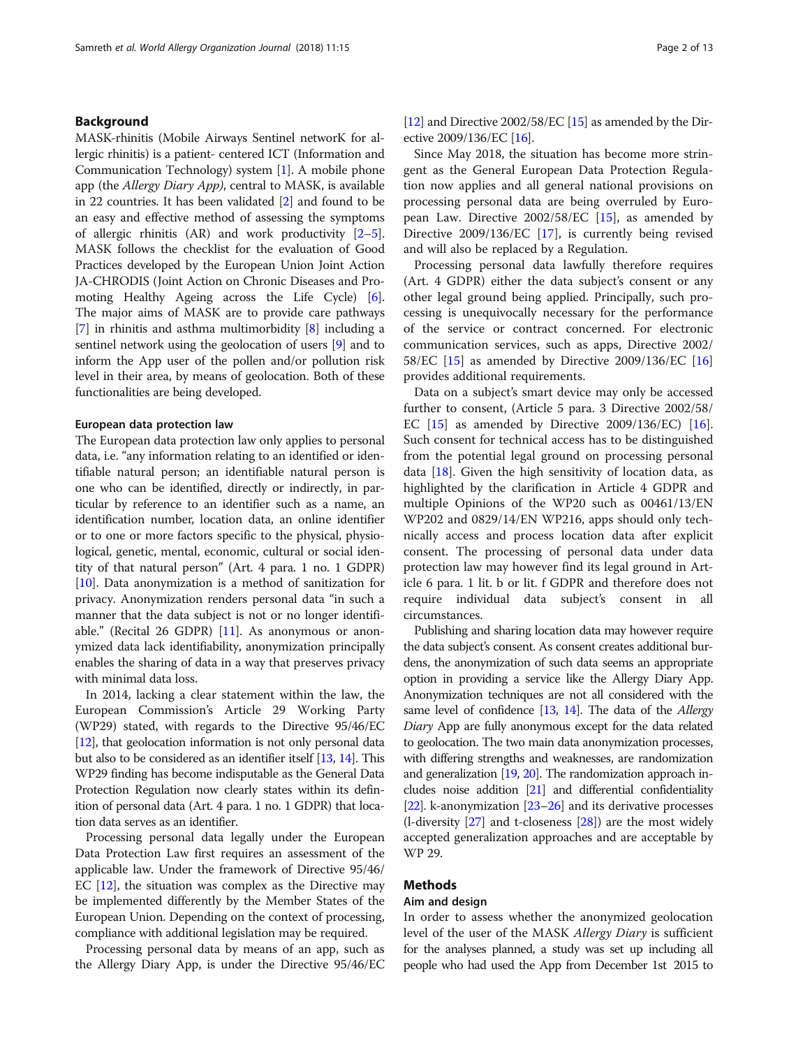## Background

MASK-rhinitis (Mobile Airways Sentinel networK for allergic rhinitis) is a patient- centered ICT (Information and Communication Technology) system [1]. A mobile phone app (the *Allergy Diary App)*, central to MASK, is available in 22 countries. It has been validated [2] and found to be an easy and effective method of assessing the symptoms of allergic rhinitis (AR) and work productivity [2–5]. MASK follows the checklist for the evaluation of Good Practices developed by the European Union Joint Action JA-CHRODIS (Joint Action on Chronic Diseases and Promoting Healthy Ageing across the Life Cycle) [6]. The major aims of MASK are to provide care pathways [7] in rhinitis and asthma multimorbidity [8] including a sentinel network using the geolocation of users [9] and to inform the App user of the pollen and/or pollution risk level in their area, by means of geolocation. Both of these functionalities are being developed.

### European data protection law

The European data protection law only applies to personal data, i.e. "any information relating to an identified or identifiable natural person; an identifiable natural person is one who can be identified, directly or indirectly, in particular by reference to an identifier such as a name, an identification number, location data, an online identifier or to one or more factors specific to the physical, physiological, genetic, mental, economic, cultural or social identity of that natural person" (Art. 4 para. 1 no. 1 GDPR) [10]. Data anonymization is a method of sanitization for privacy. Anonymization renders personal data "in such a manner that the data subject is not or no longer identifiable." (Recital 26 GDPR) [11]. As anonymous or anonymized data lack identifiability, anonymization principally enables the sharing of data in a way that preserves privacy with minimal data loss.

In 2014, lacking a clear statement within the law, the European Commission's Article 29 Working Party (WP29) stated, with regards to the Directive 95/46/EC [12], that geolocation information is not only personal data but also to be considered as an identifier itself [13, 14]. This WP29 finding has become indisputable as the General Data Protection Regulation now clearly states within its definition of personal data (Art. 4 para. 1 no. 1 GDPR) that location data serves as an identifier.

Processing personal data legally under the European Data Protection Law first requires an assessment of the applicable law. Under the framework of Directive 95/46/EC [12], the situation was complex as the Directive may be implemented differently by the Member States of the European Union. Depending on the context of processing, compliance with additional legislation may be required.

Processing personal data by means of an app, such as the Allergy Diary App, is under the Directive 95/46/EC [12] and Directive 2002/58/EC [15] as amended by the Directive 2009/136/EC [16].

Since May 2018, the situation has become more stringent as the General European Data Protection Regulation now applies and all general national provisions on processing personal data are being overruled by European Law. Directive 2002/58/EC [15], as amended by Directive 2009/136/EC [17], is currently being revised and will also be replaced by a Regulation.

Processing personal data lawfully therefore requires (Art. 4 GDPR) either the data subject's consent or any other legal ground being applied. Principally, such processing is unequivocally necessary for the performance of the service or contract concerned. For electronic communication services, such as apps, Directive 2002/58/EC [15] as amended by Directive 2009/136/EC [16] provides additional requirements.

Data on a subject's smart device may only be accessed further to consent, (Article 5 para. 3 Directive 2002/58/EC [15] as amended by Directive 2009/136/EC) [16]. Such consent for technical access has to be distinguished from the potential legal ground on processing personal data [18]. Given the high sensitivity of location data, as highlighted by the clarification in Article 4 GDPR and multiple Opinions of the WP20 such as 00461/13/EN WP202 and 0829/14/EN WP216, apps should only technically access and process location data after explicit consent. The processing of personal data under data protection law may however find its legal ground in Article 6 para. 1 lit. b or lit. f GDPR and therefore does not require individual data subject's consent in all circumstances.

Publishing and sharing location data may however require the data subject's consent. As consent creates additional burdens, the anonymization of such data seems an appropriate option in providing a service like the Allergy Diary App. Anonymization techniques are not all considered with the same level of confidence [13, 14]. The data of the *Allergy Diary* App are fully anonymous except for the data related to geolocation. The two main data anonymization processes, with differing strengths and weaknesses, are randomization and generalization [19, 20]. The randomization approach includes noise addition [21] and differential confidentiality [22]. k-anonymization [23–26] and its derivative processes (l-diversity [27] and t-closeness [28]) are the most widely accepted generalization approaches and are acceptable by WP 29.

## Methods

### Aim and design

In order to assess whether the anonymized geolocation level of the user of the MASK *Allergy Diary* is sufficient for the analyses planned, a study was set up including all people who had used the App from December 1st 2015 to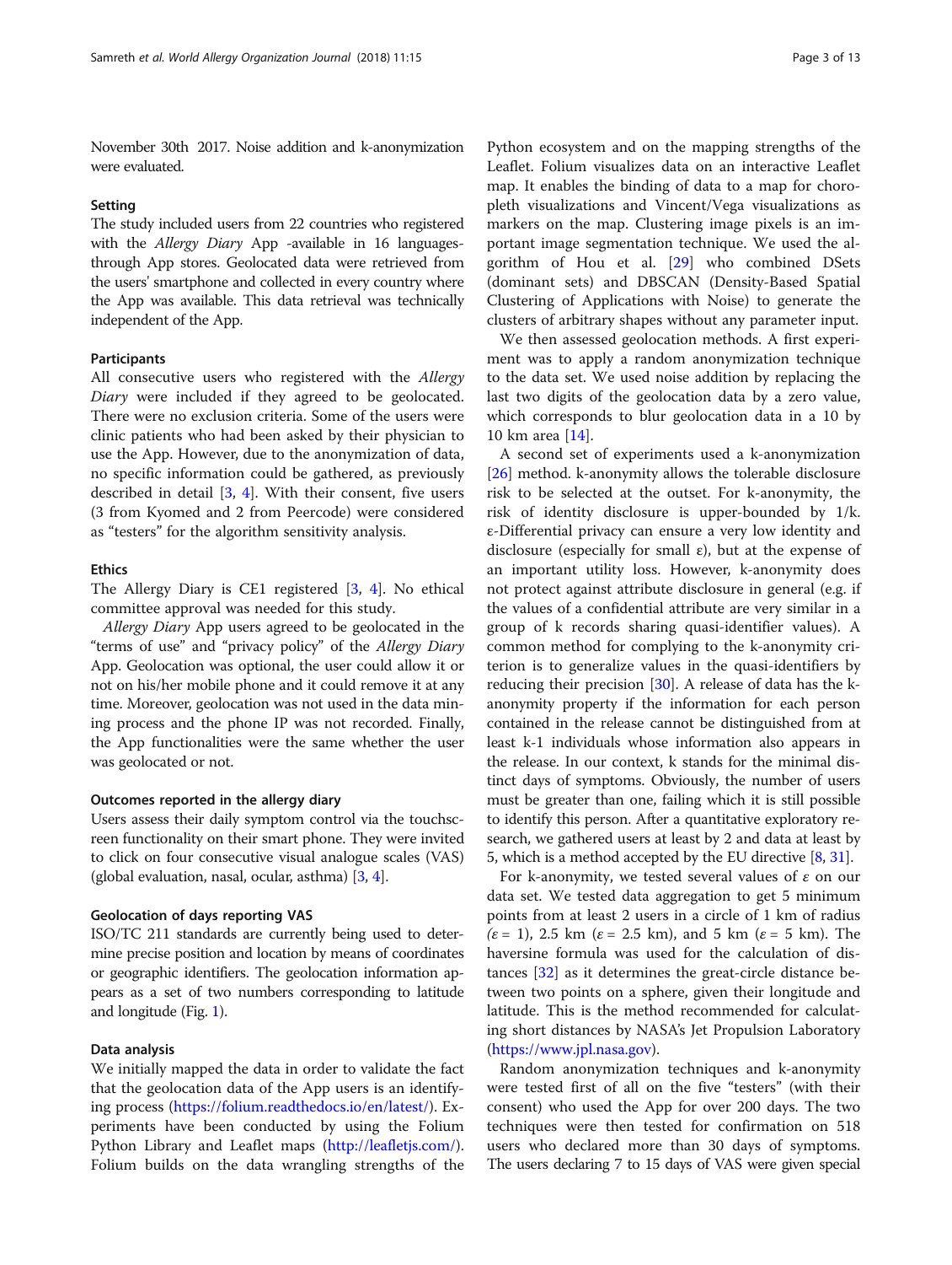November 30th 2017. Noise addition and k-anonymization were evaluated.

### Setting

The study included users from 22 countries who registered with the *Allergy Diary* App -available in 16 languages- through App stores. Geolocated data were retrieved from the users' smartphone and collected in every country where the App was available. This data retrieval was technically independent of the App.

### Participants

All consecutive users who registered with the *Allergy Diary* were included if they agreed to be geolocated. There were no exclusion criteria. Some of the users were clinic patients who had been asked by their physician to use the App. However, due to the anonymization of data, no specific information could be gathered, as previously described in detail [3, 4]. With their consent, five users (3 from Kyomed and 2 from Peercode) were considered as "testers" for the algorithm sensitivity analysis.

### Ethics

The Allergy Diary is CE1 registered [3, 4]. No ethical committee approval was needed for this study.

*Allergy Diary* App users agreed to be geolocated in the "terms of use" and "privacy policy" of the *Allergy Diary* App. Geolocation was optional, the user could allow it or not on his/her mobile phone and it could remove it at any time. Moreover, geolocation was not used in the data mining process and the phone IP was not recorded. Finally, the App functionalities were the same whether the user was geolocated or not.

### Outcomes reported in the allergy diary

Users assess their daily symptom control via the touchscreen functionality on their smart phone. They were invited to click on four consecutive visual analogue scales (VAS) (global evaluation, nasal, ocular, asthma) [3, 4].

### Geolocation of days reporting VAS

ISO/TC 211 standards are currently being used to determine precise position and location by means of coordinates or geographic identifiers. The geolocation information appears as a set of two numbers corresponding to latitude and longitude (Fig. 1).

### Data analysis

We initially mapped the data in order to validate the fact that the geolocation data of the App users is an identifying process (https://folium.readthedocs.io/en/latest/). Experiments have been conducted by using the Folium Python Library and Leaflet maps (http://leafletjs.com/). Folium builds on the data wrangling strengths of the Python ecosystem and on the mapping strengths of the Leaflet. Folium visualizes data on an interactive Leaflet map. It enables the binding of data to a map for choropleth visualizations and Vincent/Vega visualizations as markers on the map. Clustering image pixels is an important image segmentation technique. We used the algorithm of Hou et al. [29] who combined DSets (dominant sets) and DBSCAN (Density-Based Spatial Clustering of Applications with Noise) to generate the clusters of arbitrary shapes without any parameter input.

We then assessed geolocation methods. A first experiment was to apply a random anonymization technique to the data set. We used noise addition by replacing the last two digits of the geolocation data by a zero value, which corresponds to blur geolocation data in a 10 by 10 km area [14].

A second set of experiments used a k-anonymization [26] method. k-anonymity allows the tolerable disclosure risk to be selected at the outset. For k-anonymity, the risk of identity disclosure is upper-bounded by 1/k. ε-Differential privacy can ensure a very low identity and disclosure (especially for small ε), but at the expense of an important utility loss. However, k-anonymity does not protect against attribute disclosure in general (e.g. if the values of a confidential attribute are very similar in a group of k records sharing quasi-identifier values). A common method for complying to the k-anonymity criterion is to generalize values in the quasi-identifiers by reducing their precision [30]. A release of data has the k-anonymity property if the information for each person contained in the release cannot be distinguished from at least k-1 individuals whose information also appears in the release. In our context, k stands for the minimal distinct days of symptoms. Obviously, the number of users must be greater than one, failing which it is still possible to identify this person. After a quantitative exploratory research, we gathered users at least by 2 and data at least by 5, which is a method accepted by the EU directive [8, 31].

For k-anonymity, we tested several values of $\varepsilon$ on our data set. We tested data aggregation to get 5 minimum points from at least 2 users in a circle of 1 km of radius ($\varepsilon = 1$), 2.5 km ($\varepsilon = 2.5$ km), and 5 km ($\varepsilon = 5$ km). The haversine formula was used for the calculation of distances [32] as it determines the great-circle distance between two points on a sphere, given their longitude and latitude. This is the method recommended for calculating short distances by NASA's Jet Propulsion Laboratory (https://www.jpl.nasa.gov).

Random anonymization techniques and k-anonymity were tested first of all on the five "testers" (with their consent) who used the App for over 200 days. The two techniques were then tested for confirmation on 518 users who declared more than 30 days of symptoms. The users declaring 7 to 15 days of VAS were given special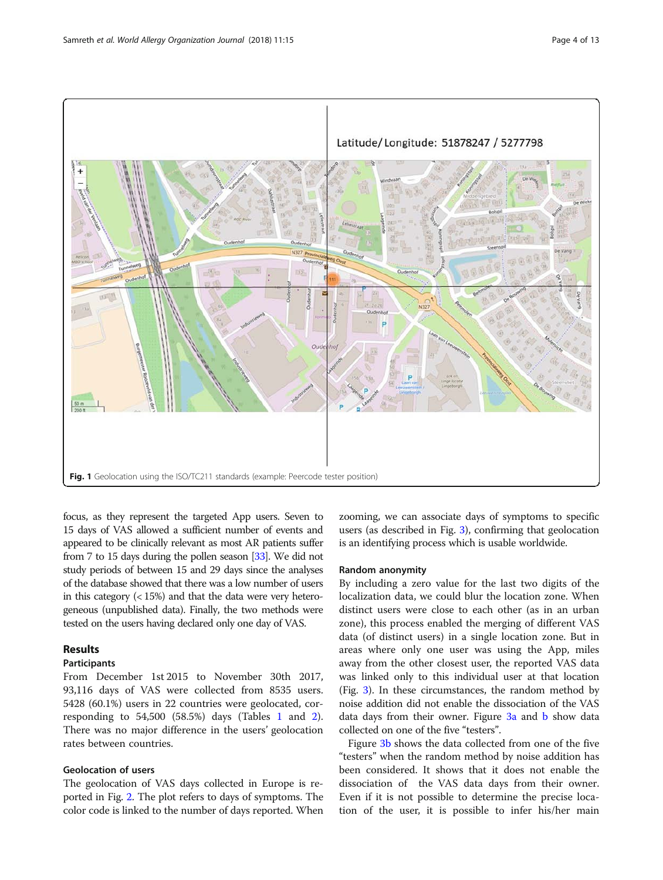Fig. 1 Geolocation using the ISO/TC211 standards (example: Peercode tester position)

focus, as they represent the targeted App users. Seven to 15 days of VAS allowed a sufficient number of events and appeared to be clinically relevant as most AR patients suffer from 7 to 15 days during the pollen season [33]. We did not study periods of between 15 and 29 days since the analyses of the database showed that there was a low number of users in this category (< 15%) and that the data were very heterogeneous (unpublished data). Finally, the two methods were tested on the users having declared only one day of VAS.

## Results

### Participants

From December 1st 2015 to November 30th 2017, 93,116 days of VAS were collected from 8535 users. 5428 (60.1%) users in 22 countries were geolocated, corresponding to 54,500 (58.5%) days (Tables 1 and 2). There was no major difference in the users' geolocation rates between countries.

### Geolocation of users

The geolocation of VAS days collected in Europe is reported in Fig. 2. The plot refers to days of symptoms. The color code is linked to the number of days reported. When zooming, we can associate days of symptoms to specific users (as described in Fig. 3), confirming that geolocation is an identifying process which is usable worldwide.

### Random anonymity

By including a zero value for the last two digits of the localization data, we could blur the location zone. When distinct users were close to each other (as in an urban zone), this process enabled the merging of different VAS data (of distinct users) in a single location zone. But in areas where only one user was using the App, miles away from the other closest user, the reported VAS data was linked only to this individual user at that location (Fig. 3). In these circumstances, the random method by noise addition did not enable the dissociation of the VAS data days from their owner. Figure 3a and b show data collected on one of the five "testers".

Figure 3b shows the data collected from one of the five "testers" when the random method by noise addition has been considered. It shows that it does not enable the dissociation of the VAS data days from their owner. Even if it is not possible to determine the precise location of the user, it is possible to infer his/her main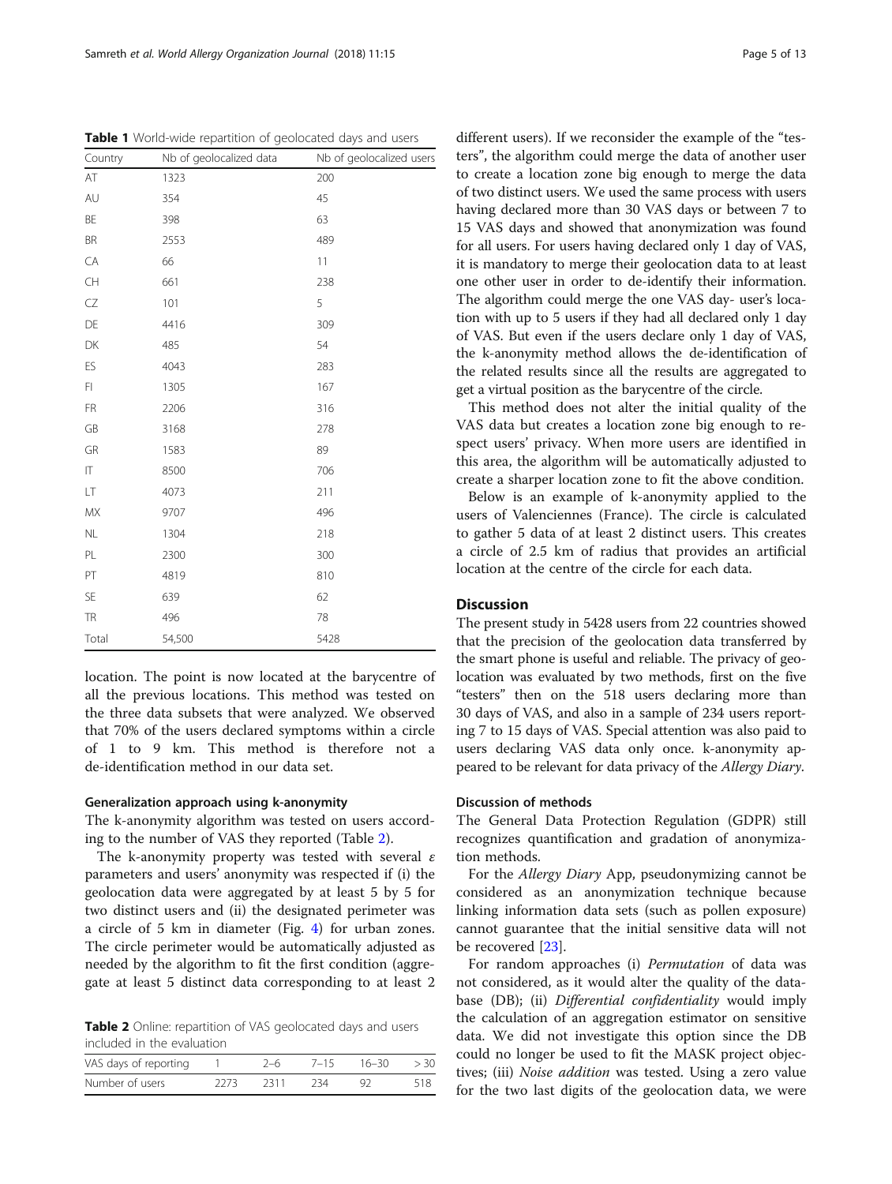**Table 1** World-wide repartition of geolocated days and users

| Country | Nb of geolocalized data | Nb of geolocalized users |
|---|---|---|
| AT | 1323 | 200 |
| AU | 354 | 45 |
| BE | 398 | 63 |
| BR | 2553 | 489 |
| CA | 66 | 11 |
| CH | 661 | 238 |
| CZ | 101 | 5 |
| DE | 4416 | 309 |
| DK | 485 | 54 |
| ES | 4043 | 283 |
| FI | 1305 | 167 |
| FR | 2206 | 316 |
| GB | 3168 | 278 |
| GR | 1583 | 89 |
| IT | 8500 | 706 |
| LT | 4073 | 211 |
| MX | 9707 | 496 |
| NL | 1304 | 218 |
| PL | 2300 | 300 |
| PT | 4819 | 810 |
| SE | 639 | 62 |
| TR | 496 | 78 |
| Total | 54,500 | 5428 |

location. The point is now located at the barycentre of all the previous locations. This method was tested on the three data subsets that were analyzed. We observed that 70% of the users declared symptoms within a circle of 1 to 9 km. This method is therefore not a de-identification method in our data set.

### Generalization approach using k-anonymity

The k-anonymity algorithm was tested on users according to the number of VAS they reported (Table 2).

The k-anonymity property was tested with several $\varepsilon$ parameters and users' anonymity was respected if (i) the geolocation data were aggregated by at least 5 by 5 for two distinct users and (ii) the designated perimeter was a circle of 5 km in diameter (Fig. 4) for urban zones. The circle perimeter would be automatically adjusted as needed by the algorithm to fit the first condition (aggregate at least 5 distinct data corresponding to at least 2 different users). If we reconsider the example of the "testers", the algorithm could merge the data of another user to create a location zone big enough to merge the data of two distinct users. We used the same process with users having declared more than 30 VAS days or between 7 to 15 VAS days and showed that anonymization was found for all users. For users having declared only 1 day of VAS, it is mandatory to merge their geolocation data to at least one other user in order to de-identify their information. The algorithm could merge the one VAS day- user's location with up to 5 users if they had all declared only 1 day of VAS. But even if the users declare only 1 day of VAS, the k-anonymity method allows the de-identification of the related results since all the results are aggregated to get a virtual position as the barycentre of the circle.

**Table 2** Online: repartition of VAS geolocated days and users included in the evaluation

| VAS days of reporting | 1 | 2–6 | 7–15 | 16–30 | > 30 |
|---|---|---|---|---|---|
| Number of users | 2273 | 2311 | 234 | 92 | 518 |

This method does not alter the initial quality of the VAS data but creates a location zone big enough to respect users' privacy. When more users are identified in this area, the algorithm will be automatically adjusted to create a sharper location zone to fit the above condition.

Below is an example of k-anonymity applied to the users of Valenciennes (France). The circle is calculated to gather 5 data of at least 2 distinct users. This creates a circle of 2.5 km of radius that provides an artificial location at the centre of the circle for each data.

## Discussion

The present study in 5428 users from 22 countries showed that the precision of the geolocation data transferred by the smart phone is useful and reliable. The privacy of geolocation was evaluated by two methods, first on the five "testers" then on the 518 users declaring more than 30 days of VAS, and also in a sample of 234 users reporting 7 to 15 days of VAS. Special attention was also paid to users declaring VAS data only once. k-anonymity appeared to be relevant for data privacy of the *Allergy Diary*.

### Discussion of methods

The General Data Protection Regulation (GDPR) still recognizes quantification and gradation of anonymization methods.

For the *Allergy Diary* App, pseudonymizing cannot be considered as an anonymization technique because linking information data sets (such as pollen exposure) cannot guarantee that the initial sensitive data will not be recovered [23].

For random approaches (i) *Permutation* of data was not considered, as it would alter the quality of the database (DB); (ii) *Differential confidentiality* would imply the calculation of an aggregation estimator on sensitive data. We did not investigate this option since the DB could no longer be used to fit the MASK project objectives; (iii) *Noise addition* was tested. Using a zero value for the two last digits of the geolocation data, we were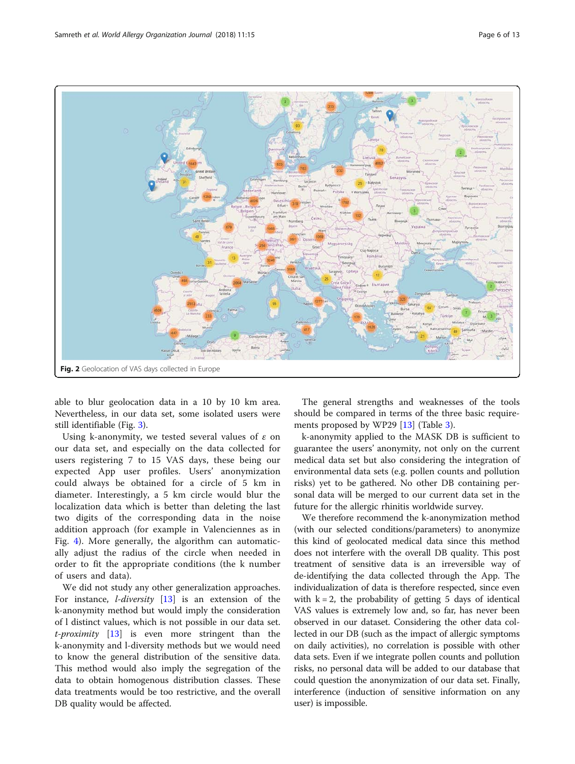Fig. 2 Geolocation of VAS days collected in Europe

able to blur geolocation data in a 10 by 10 km area. Nevertheless, in our data set, some isolated users were still identifiable (Fig. 3).

Using k-anonymity, we tested several values of $\varepsilon$ on our data set, and especially on the data collected for users registering 7 to 15 VAS days, these being our expected App user profiles. Users' anonymization could always be obtained for a circle of 5 km in diameter. Interestingly, a 5 km circle would blur the localization data which is better than deleting the last two digits of the corresponding data in the noise addition approach (for example in Valenciennes as in Fig. 4). More generally, the algorithm can automatically adjust the radius of the circle when needed in order to fit the appropriate conditions (the k number of users and data).

We did not study any other generalization approaches. For instance, *l-diversity* [13] is an extension of the k-anonymity method but would imply the consideration of l distinct values, which is not possible in our data set. *t-proximity* [13] is even more stringent than the k-anonymity and l-diversity methods but we would need to know the general distribution of the sensitive data. This method would also imply the segregation of the data to obtain homogenous distribution classes. These data treatments would be too restrictive, and the overall DB quality would be affected.

The general strengths and weaknesses of the tools should be compared in terms of the three basic requirements proposed by WP29 [13] (Table 3).

k-anonymity applied to the MASK DB is sufficient to guarantee the users' anonymity, not only on the current medical data set but also considering the integration of environmental data sets (e.g. pollen counts and pollution risks) yet to be gathered. No other DB containing personal data will be merged to our current data set in the future for the allergic rhinitis worldwide survey.

We therefore recommend the k-anonymization method (with our selected conditions/parameters) to anonymize this kind of geolocated medical data since this method does not interfere with the overall DB quality. This post treatment of sensitive data is an irreversible way of de-identifying the data collected through the App. The individualization of data is therefore respected, since even with k = 2, the probability of getting 5 days of identical VAS values is extremely low and, so far, has never been observed in our dataset. Considering the other data collected in our DB (such as the impact of allergic symptoms on daily activities), no correlation is possible with other data sets. Even if we integrate pollen counts and pollution risks, no personal data will be added to our database that could question the anonymization of our data set. Finally, interference (induction of sensitive information on any user) is impossible.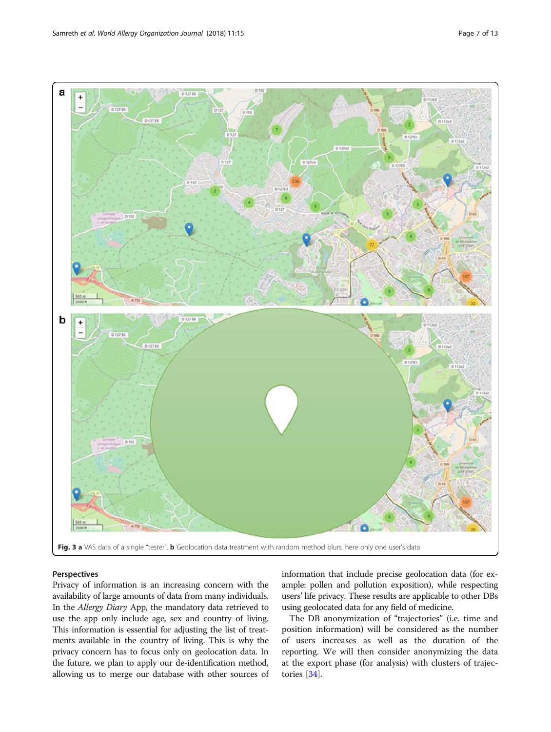**Fig. 3** **a** VAS data of a single "tester". **b** Geolocation data treatment with random method blurs, here only one user's data

## Perspectives

Privacy of information is an increasing concern with the availability of large amounts of data from many individuals. In the *Allergy Diary* App, the mandatory data retrieved to use the app only include age, sex and country of living. This information is essential for adjusting the list of treatments available in the country of living. This is why the privacy concern has to focus only on geolocation data. In the future, we plan to apply our de-identification method, allowing us to merge our database with other sources of information that include precise geolocation data (for example: pollen and pollution exposition), while respecting users' life privacy. These results are applicable to other DBs using geolocated data for any field of medicine.

The DB anonymization of "trajectories" (i.e. time and position information) will be considered as the number of users increases as well as the duration of the reporting. We will then consider anonymizing the data at the export phase (for analysis) with clusters of trajectories [34].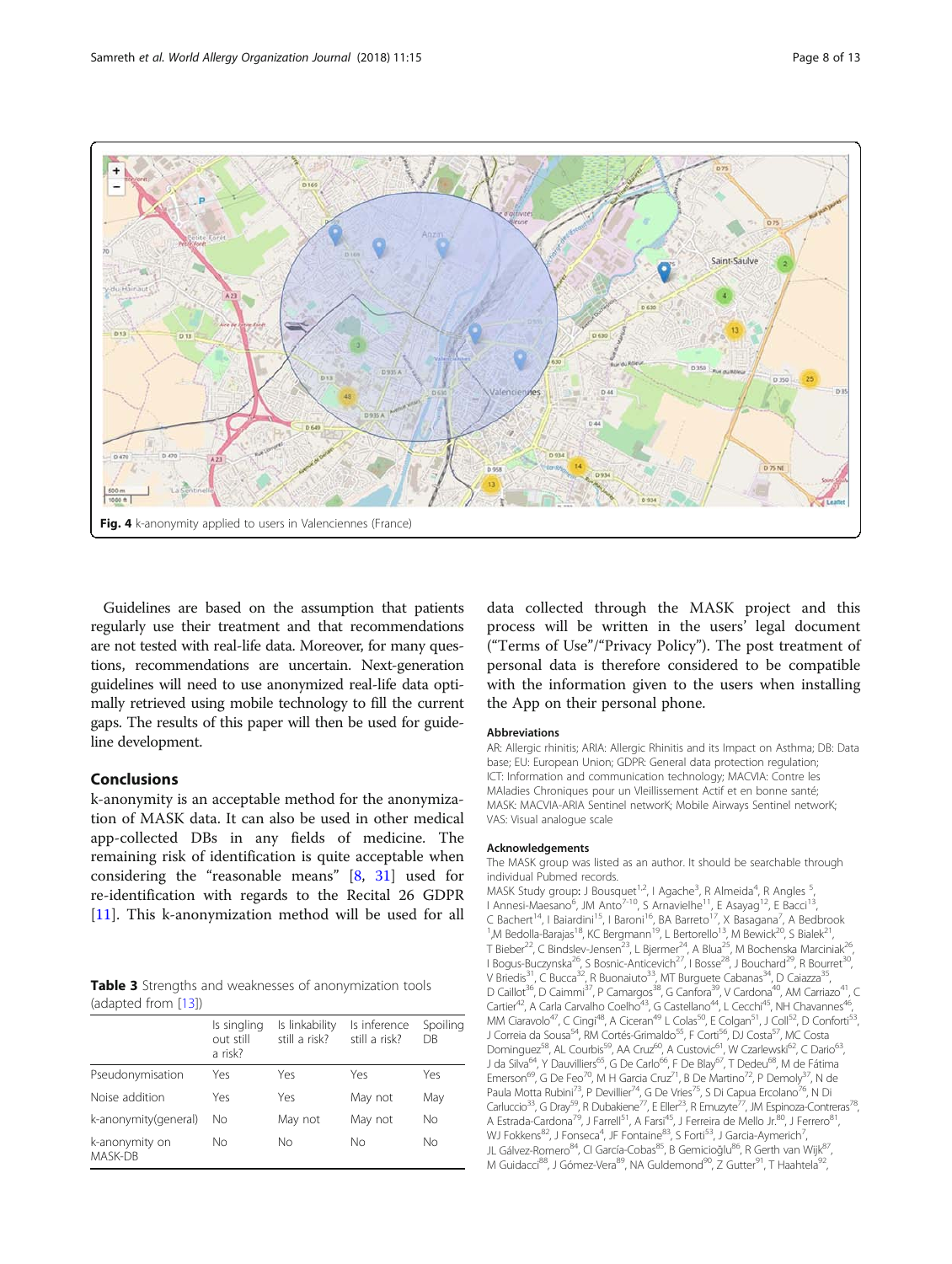Fig. 4 k-anonymity applied to users in Valenciennes (France)

Guidelines are based on the assumption that patients regularly use their treatment and that recommendations are not tested with real-life data. Moreover, for many questions, recommendations are uncertain. Next-generation guidelines will need to use anonymized real-life data optimally retrieved using mobile technology to fill the current gaps. The results of this paper will then be used for guideline development.

## Conclusions

k-anonymity is an acceptable method for the anonymization of MASK data. It can also be used in other medical app-collected DBs in any fields of medicine. The remaining risk of identification is quite acceptable when considering the "reasonable means" [8, 31] used for re-identification with regards to the Recital 26 GDPR [11]. This k-anonymization method will be used for all data collected through the MASK project and this process will be written in the users' legal document ("Terms of Use"/"Privacy Policy"). The post treatment of personal data is therefore considered to be compatible with the information given to the users when installing the App on their personal phone.

**Table 3** Strengths and weaknesses of anonymization tools (adapted from [13])

| | Is singling out still a risk? | Is linkability still a risk? | Is inference still a risk? | Spoiling DB |
|---|---|---|---|---|
| Pseudonymisation | Yes | Yes | Yes | Yes |
| Noise addition | Yes | Yes | May not | May |
| k-anonymity(general) | No | May not | May not | No |
| k-anonymity on MASK-DB | No | No | No | No |

### Abbreviations

AR: Allergic rhinitis; ARIA: Allergic Rhinitis and its Impact on Asthma; DB: Data base; EU: European Union; GDPR: General data protection regulation; ICT: Information and communication technology; MACVIA: Contre les MAladies Chroniques pour un VIeillissement Actif et en bonne santé; MASK: MACVIA-ARIA Sentinel networK; Mobile Airways Sentinel networK; VAS: Visual analogue scale

### Acknowledgements

The MASK group was listed as an author. It should be searchable through individual Pubmed records.

MASK Study group: J Bousquet[1,2], I Agache[3], R Almeida[4], R Angles [5], I Annesi-Maesano[6], JM Anto[7-10], S Arnavielhe[11], E Asayag[12], E Bacci[13], C Bachert[14], I Baiardini[15], I Baroni[16], BA Barreto[17], X Basagana[7], A Bedbrook [1]M Bedolla-Barajas[18], KC Bergmann[19], L Bertorello[13], M Bewick[20], S Bialek[21], T Bieber[22], C Bindslev-Jensen[23], L Bjermer[24], A Blua[25], M Bochenska Marciniak[26], I Bogus-Buczynska[26], S Bosnic-Anticevich[27], I Bosse[28], J Bouchard[29], R Bourret[30], V Briedis[31], C Bucca[32], R Buonaiuto[33], MT Burguete Cabanas[34], D Caiazza[35], D Caillot[36], D Caimmi[37], P Camargos[38], G Canfora[39], V Cardona[40], AM Carriazo[41], C Cartier[42], A Carla Carvalho Coelho[43], G Castellano[44], L Cecchi[45], NH Chavannes[46], MM Ciaravolo[47], C Cingi[48], A Ciceran[49] L Colas[50], E Colgan[51], J Coll[52], D Conforti[53], J Correia da Sousa[54], RM Cortés-Grimaldo[55], F Corti[56], DJ Costa[57], MC Costa Dominguez[58], AL Courbis[59], AA Cruz[60], A Custovic[61], W Czarlewski[62], C Dario[63], J da Silva[64], Y Dauvilliers[65], G De Carlo[66], F De Blay[67], T Dedeu[68], M de Fátima Emerson[69], G De Feo[70], M H Garcia Cruz[71], B De Martino[72], P Demoly[37], N de Paula Motta Rubini[73], P Devillier[74], G De Vries[75], S Di Capua Ercolano[76], N Di Carluccio[33], G Dray[59], R Dubakiene[77], E Eller[23], R Emuzyte[77], JM Espinoza-Contreras[78], A Estrada-Cardona[79], J Farrell[51], A Farsi[45], J Ferreira de Mello Jr.[80], J Ferrero[81], WJ Fokkens[82], J Fonseca[4], JF Fontaine[83], S Forti[53], J Garcia-Aymerich[7], JL Gálvez-Romero[84], CI García-Cobas[85], B Gemicioğlu[86], R Gerth van Wijk[87], M Guidacci[88], J Gómez-Vera[89], NA Guldemond[90], Z Gutter[91], T Haahtela[92],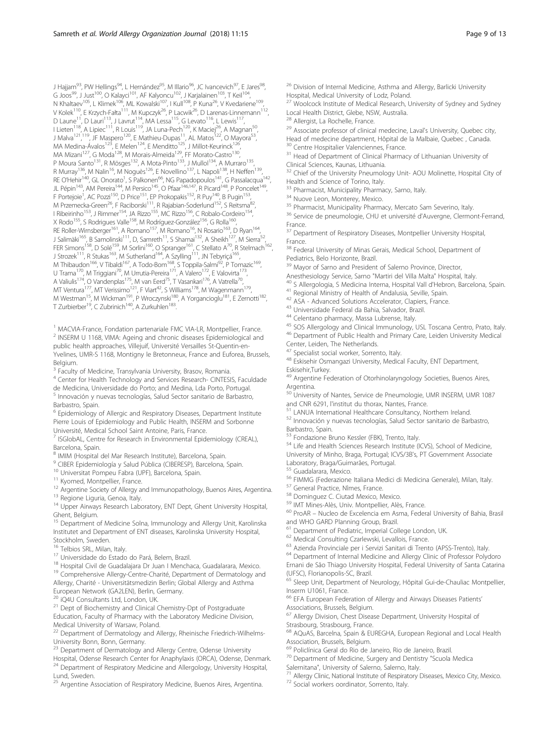J Hajjam[93], PW Hellings[94], L Hernández[95], M Illario[96], JC Ivancevich[97], E Jares[98], G Joos[99], J Just[100], O Kalayci[101], AF Kalyoncu[102], J Karjalainen[103], T Keil[104], N Khaltaev[105], L Klimek[106], ML Kowalski[107], I Kull[108], P Kuna[26], V Kvedariene[109], V Kolek[110], E Krzych-Fałta[111], M Kupczyk[26], P Lacwik[26], D Larenas-Linnemann[112], D Laune[11], D Lauri[113], J Lavrut[114], MA Lessa[115], G Levato[116], L Lewis[117], I Lieten[118], A Lipiec[111], R Louis[119], JA Luna-Pech[120], K Maciej[26], A Magnan[50], J Malva[121,119], JF Maspero[120], E Mathieu-Dupas[11], AL Matos[122], O Mayora[53], MA Medina-Ávalos[123], E Melen[124], E Menditto[125], J Millot-Keurinck[126], MA Mizani[127], G Moda[128], M Morais-Almeida[129], FF Morato-Castro[130], P Moura Santo[131], R Mösges[132], A Mota-Pinto[133], J Mullol[134], A Murraro[135], R Murray[136], M Nalin[16], M Noguès[126], E Novellino[137], L Napoli[138], H Neffen[139], RE O'Hehir[140], GL Onorato[1], S Palkonen[66], NG Papadopoulos[141], G Passalacqua[142], JL Pépin[143], AM Pereira[144], M Persico[145], O Pfaar[146,147], R Picard[148], R Poncelet[149], F Portejoie[1], AC Pozzi[150], D Price[151], EP Prokopakis[152], R Puy[140], B Pugin[153], M Przemecka-Green[26], F Raciborski[111], R Rajabian-Soderlund[152], S Reitsma[82], I Ribeirinho[153], J Rimmer[154], JA Rizzo[155], MC Rizzo[156], C Robalo-Cordeiro[154], X Rodo[155], S Rodrigues Valle[158], M Rodríguez-González[156], G Rolla[160], RE Roller-Wirnsberger[161], A Romano[157], M Romano[16], N Rosario[163], D Ryan[164], J Salimäki[165], B Samolinski[111], D, Samreth[11], S Shamai[132], A Sheikh[127], M Sierra[52], FER Simons[158], D Solé[159], M Sorlini[160], O Spranger[161], C Stellato A[70], R Stelmach[162], J Strozek[111], R Stukas[163], M Sutherland[164], A Szylling[111], JN Tebyriçá[165], M Thibaudon[166], V Tibaldi[167], A Todo-Bom[168], S Toppila-Salmi[92], P Tomazic[169], U Trama[70], M Triggiani[70], M Urrutia-Pereira[171], A Valero[172], E Valovirta[173], A Valiulis[174], O Vandenplas[175], M van Eerd[75], T Vasankari[176], A Vatrella[70], MT Ventura[177], MT Verissimo[121], F Viart[42], S Williams[178], M Wagenmann[179], M Westman[15], M Wickman[191], P Wroczynski[180], A Yorgancioglu[181], E Zernotti[182], T Zurbierber[19], C Zubrinich[140], A Zurkuhlen[183].

[1] MACVIA-France, Fondation partenariale FMC VIA-LR, Montpellier, France.
[2] INSERM U 1168, VIMA: Ageing and chronic diseases Epidemiological and public health approaches, Villejuif, Université Versailles St-Quentin-en-Yvelines, UMR-S 1168, Montigny le Bretonneux, France and Euforea, Brussels, Belgium.
[3] Faculty of Medicine, Transylvania University, Brasov, Romania.
[4] Center for Health Technology and Services Research- CINTESIS, Faculdade de Medicina, Universidade do Porto; and Medina, Lda Porto, Portugal.
[5] Innovación y nuevas tecnologías, Salud Sector sanitario de Barbastro, Barbastro, Spain.
[6] Epidemiology of Allergic and Respiratory Diseases, Department Institute Pierre Louis of Epidemiology and Public Health, INSERM and Sorbonne Université, Medical School Saint Antoine, Paris, France.
[7] ISGlobAL, Centre for Research in Environmental Epidemiology (CREAL), Barcelona, Spain.
[8] IMIM (Hospital del Mar Research Institute), Barcelona, Spain.
[9] CIBER Epidemiología y Salud Pública (CIBERESP), Barcelona, Spain.
[10] Universitat Pompeu Fabra (UPF), Barcelona, Spain.
[11] Kyomed, Montpellier, France.
[12] Argentine Society of Allergy and Immunopathology, Buenos Aires, Argentina.
[13] Regione Liguria, Genoa, Italy.
[14] Upper Airways Research Laboratory, ENT Dept, Ghent University Hospital, Ghent, Belgium.
[15] Department of Medicine Solna, Immunology and Allergy Unit, Karolinska Institutet and Department of ENT diseases, Karolinska University Hospital, Stockholm, Sweden.
[16] Telbios SRL, Milan, Italy.
[17] Universidade do Estado do Pará, Belem, Brazil.
[18] Hospital Civil de Guadalajara Dr Juan I Menchaca, Guadalarara, Mexico.
[19] Comprehensive Allergy-Centre-Charité, Department of Dermatology and Allergy, Charité - Universitätsmedizin Berlin; Global Allergy and Asthma European Network (GA2LEN), Berlin, Germany.
[20] iQ4U Consultants Ltd, London, UK.
[21] Dept of Biochemistry and Clinical Chemistry-Dpt of Postgraduate Education, Faculty of Pharmacy with the Laboratory Medicine Division, Medical University of Warsaw, Poland.
[22] Department of Dermatology and Allergy, Rheinische Friedrich-Wilhelms-University Bonn, Bonn, Germany.
[23] Department of Dermatology and Allergy Centre, Odense University Hospital, Odense Research Center for Anaphylaxis (ORCA), Odense, Denmark.
[24] Department of Respiratory Medicine and Allergology, University Hospital, Lund, Sweden.
[25] Argentine Association of Respiratory Medicine, Buenos Aires, Argentina.
[26] Division of Internal Medicine, Asthma and Allergy, Barlicki University Hospital, Medical University of Lodz, Poland.
[27] Woolcock Institute of Medical Research, University of Sydney and Sydney Local Health District, Glebe, NSW, Australia.
[28] Allergist, La Rochelle, France.
[29] Associate professor of clinical medecine, Laval's University, Quebec city, Head of medecine department, Hôpital de la Malbaie, Quebec , Canada.
[30] Centre Hospitalier Valenciennes, France.
[31] Head of Department of Clinical Pharmacy of Lithuanian University of Clinical Sciences, Kaunas, Lithuania.
[32] Chief of the University Pneumology Unit- AOU Molinette, Hospital City of Health and Science of Torino, Italy.
[33] Pharmacist, Municipality Pharmacy, Sarno, Italy.
[34] Nuove Leon, Monterey, Mexico.
[35] Pharmacist, Municipality Pharmacy, Mercato Sam Severino, Italy.
[36] Service de pneumologie, CHU et université d'Auvergne, Clermont-Ferrand, France.
[37] Department of Respiratory Diseases, Montpellier University Hospital, France.
[38] Federal University of Minas Gerais, Medical School, Department of Pediatrics, Belo Horizonte, Brazil.
[39] Mayor of Sarno and President of Salerno Province, Director, Anesthesiology Service, Sarno "Martiri del Villa Malta" Hospital, Italy.
[40] S Allergologia, S Medicina Interna, Hospital Vall d'Hebron, Barcelona, Spain.
[41] Regional Ministry of Health of Andalusia, Seville, Spain.
[42] ASA - Advanced Solutions Accelerator, Clapiers, France.
[43] Universidade Federal da Bahia, Salvador, Brazil.
[44] Celentano pharmacy, Massa Lubrense, Italy.
[45] SOS Allergology and Clinical Immunology, USL Toscana Centro, Prato, Italy.
[46] Department of Public Health and Primary Care, Leiden University Medical Center, Leiden, The Netherlands.
[47] Specialist social worker, Sorrento, Italy.
[48] Eskisehir Osmangazi University, Medical Faculty, ENT Department, Eskisehir,Turkey.
[49] Argentine Federation of Otorhinolaryngology Societies, Buenos Aires, Argentina.
[50] University of Nantes, Service de Pneumologie, UMR INSERM, UMR 1087 and CNR 6291, l'institut du thorax, Nantes, France.
[51] LANUA International Healthcare Consultancy, Northern Ireland.
[52] Innovación y nuevas tecnologías, Salud Sector sanitario de Barbastro, Barbastro, Spain.
[53] Fondazione Bruno Kessler (FBK), Trento, Italy.
[54] Life and Health Sciences Research Institute (ICVS), School of Medicine, University of Minho, Braga, Portugal; ICVS/3B's, PT Government Associate Laboratory, Braga/Guimarães, Portugal.
[55] Guadalarara, Mexico.
[56] FIMMG (Federazione Italiana Medici di Medicina Generale), Milan, Italy.
[57] General Practice, Nîmes, France.
[58] Dominguez C. Ciutad Mexico, Mexico.
[59] IMT Mines-Alès, Univ. Montpellier, Alès, France.
[60] ProAR – Nucleo de Excelencia em Asma, Federal University of Bahia, Brasil and WHO GARD Planning Group, Brazil.
[61] Department of Pediatric, Imperial College London, UK.
[62] Medical Consulting Czarlewski, Levallois, France.
[63] Azienda Provinciale per i Servizi Sanitari di Trento (APSS-Trento), Italy.
[64] Department of Internal Medicine and Allergy Clinic of Professor Polydoro Ernani de São Thiago University Hospital, Federal University of Santa Catarina (UFSC), Florianopolis-SC, Brazil.
[65] Sleep Unit, Department of Neurology, Hôpital Gui-de-Chauliac Montpellier, Inserm U1061, France.
[66] EFA European Federation of Allergy and Airways Diseases Patients' Associations, Brussels, Belgium.
[67] Allergy Division, Chest Disease Department, University Hospital of Strasbourg, Strasbourg, France.
[68] AQuAS, Barcelna, Spain & EUREGHA, European Regional and Local Health Association, Brussels, Belgium.
[69] Policlínica Geral do Rio de Janeiro, Rio de Janeiro, Brazil.
[70] Department of Medicine, Surgery and Dentistry "Scuola Medica Salernitana", University of Salerno, Salerno, Italy.
[71] Allergy Clinic, National Institute of Respiratory Diseases, Mexico City, Mexico.
[72] Social workers oordinator, Sorrento, Italy.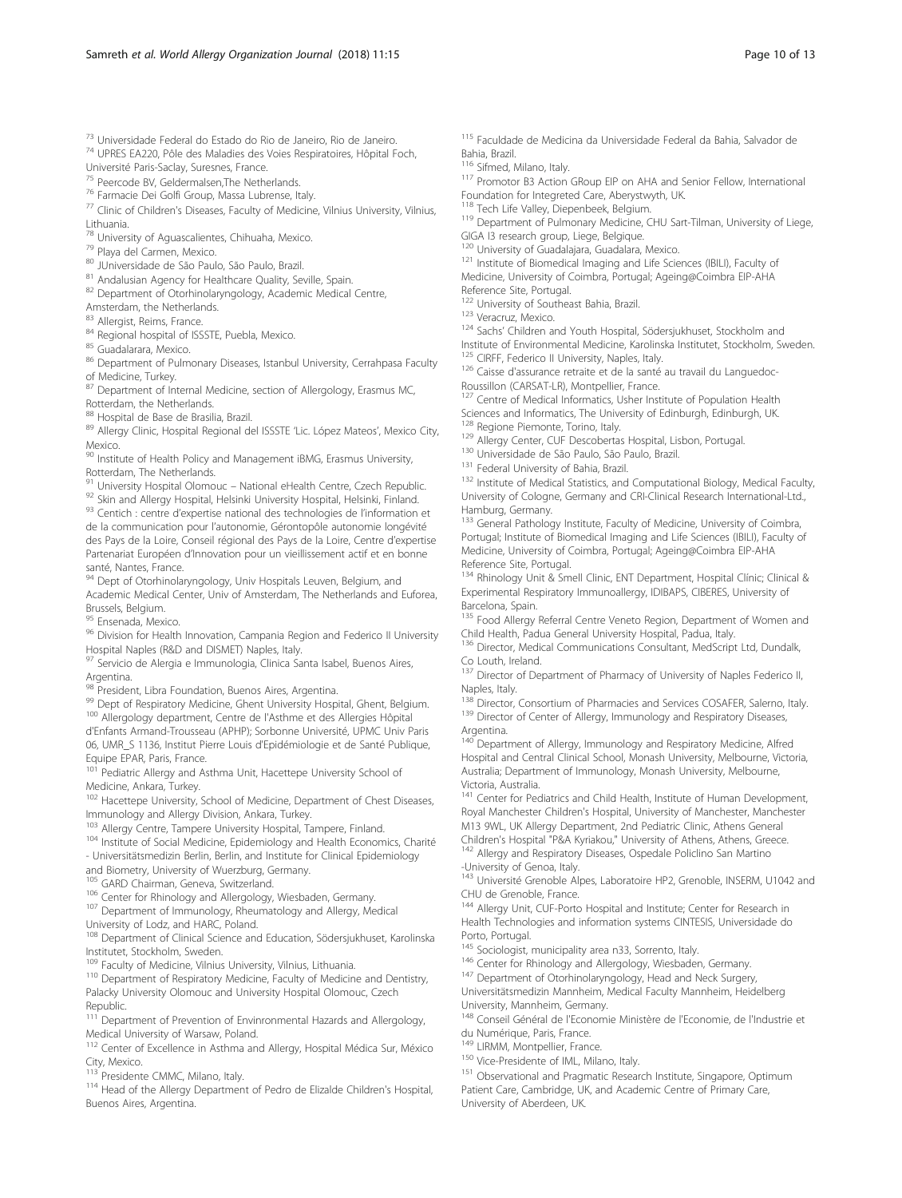[73] Universidade Federal do Estado do Rio de Janeiro, Rio de Janeiro.
[74] UPRES EA220, Pôle des Maladies des Voies Respiratoires, Hôpital Foch, Université Paris-Saclay, Suresnes, France.
[75] Peercode BV, Geldermalsen,The Netherlands.
[76] Farmacie Dei Golfi Group, Massa Lubrense, Italy.
[77] Clinic of Children's Diseases, Faculty of Medicine, Vilnius University, Vilnius, Lithuania.
[78] University of Aguascalientes, Chihuaha, Mexico.
[79] Playa del Carmen, Mexico.
[80] JUniversidade de São Paulo, São Paulo, Brazil.
[81] Andalusian Agency for Healthcare Quality, Seville, Spain.
[82] Department of Otorhinolaryngology, Academic Medical Centre, Amsterdam, the Netherlands.
[83] Allergist, Reims, France.
[84] Regional hospital of ISSSTE, Puebla, Mexico.
[85] Guadalarara, Mexico.
[86] Department of Pulmonary Diseases, Istanbul University, Cerrahpasa Faculty of Medicine, Turkey.
[87] Department of Internal Medicine, section of Allergology, Erasmus MC, Rotterdam, the Netherlands.
[88] Hospital de Base de Brasilia, Brazil.
[89] Allergy Clinic, Hospital Regional del ISSSTE 'Lic. López Mateos', Mexico City, Mexico.
[90] Institute of Health Policy and Management iBMG, Erasmus University, Rotterdam, The Netherlands.
[91] University Hospital Olomouc – National eHealth Centre, Czech Republic.
[92] Skin and Allergy Hospital, Helsinki University Hospital, Helsinki, Finland.
[93] Centich : centre d'expertise national des technologies de l'information et de la communication pour l'autonomie, Gérontopôle autonomie longévité des Pays de la Loire, Conseil régional des Pays de la Loire, Centre d'expertise Partenariat Européen d'Innovation pour un vieillissement actif et en bonne santé, Nantes, France.
[94] Dept of Otorhinolaryngology, Univ Hospitals Leuven, Belgium, and Academic Medical Center, Univ of Amsterdam, The Netherlands and Euforea, Brussels, Belgium.
[95] Ensenada, Mexico.
[96] Division for Health Innovation, Campania Region and Federico II University Hospital Naples (R&D and DISMET) Naples, Italy.
[97] Servicio de Alergia e Immunologia, Clinica Santa Isabel, Buenos Aires, Argentina.
[98] President, Libra Foundation, Buenos Aires, Argentina.
[99] Dept of Respiratory Medicine, Ghent University Hospital, Ghent, Belgium.
[100] Allergology department, Centre de l'Asthme et des Allergies Hôpital d'Enfants Armand-Trousseau (APHP); Sorbonne Université, UPMC Univ Paris 06, UMR_S 1136, Institut Pierre Louis d'Epidémiologie et de Santé Publique, Equipe EPAR, Paris, France.
[101] Pediatric Allergy and Asthma Unit, Hacettepe University School of Medicine, Ankara, Turkey.
[102] Hacettepe University, School of Medicine, Department of Chest Diseases, Immunology and Allergy Division, Ankara, Turkey.
[103] Allergy Centre, Tampere University Hospital, Tampere, Finland.
[104] Institute of Social Medicine, Epidemiology and Health Economics, Charité - Universitätsmedizin Berlin, Berlin, and Institute for Clinical Epidemiology and Biometry, University of Wuerzburg, Germany.
[105] GARD Chairman, Geneva, Switzerland.
[106] Center for Rhinology and Allergology, Wiesbaden, Germany.
[107] Department of Immunology, Rheumatology and Allergy, Medical University of Lodz, and HARC, Poland.
[108] Department of Clinical Science and Education, Södersjukhuset, Karolinska Institutet, Stockholm, Sweden.
[109] Faculty of Medicine, Vilnius University, Vilnius, Lithuania.
[110] Department of Respiratory Medicine, Faculty of Medicine and Dentistry, Palacky University Olomouc and University Hospital Olomouc, Czech Republic.
[111] Department of Prevention of Envinronmental Hazards and Allergology, Medical University of Warsaw, Poland.
[112] Center of Excellence in Asthma and Allergy, Hospital Médica Sur, México City, Mexico.
[113] Presidente CMMC, Milano, Italy.
[114] Head of the Allergy Department of Pedro de Elizalde Children's Hospital, Buenos Aires, Argentina.
[115] Faculdade de Medicina da Universidade Federal da Bahia, Salvador de Bahia, Brazil.
[116] Sifmed, Milano, Italy.
[117] Promotor B3 Action GRoup EIP on AHA and Senior Fellow, International Foundation for Integreted Care, Aberystwyth, UK.
[118] Tech Life Valley, Diepenbeek, Belgium.
[119] Department of Pulmonary Medicine, CHU Sart-Tilman, University of Liege, GIGA I3 research group, Liege, Belgique.
[120] University of Guadalajara, Guadalara, Mexico.
[121] Institute of Biomedical Imaging and Life Sciences (IBILI), Faculty of Medicine, University of Coimbra, Portugal; Ageing@Coimbra EIP-AHA Reference Site, Portugal.
[122] University of Southeast Bahia, Brazil.
[123] Veracruz, Mexico.
[124] Sachs' Children and Youth Hospital, Södersjukhuset, Stockholm and Institute of Environmental Medicine, Karolinska Institutet, Stockholm, Sweden.
[125] CIRFF, Federico II University, Naples, Italy.
[126] Caisse d'assurance retraite et de la santé au travail du Languedoc-Roussillon (CARSAT-LR), Montpellier, France.
[127] Centre of Medical Informatics, Usher Institute of Population Health Sciences and Informatics, The University of Edinburgh, Edinburgh, UK.
[128] Regione Piemonte, Torino, Italy.
[129] Allergy Center, CUF Descobertas Hospital, Lisbon, Portugal.
[130] Universidade de São Paulo, São Paulo, Brazil.
[131] Federal University of Bahia, Brazil.
[132] Institute of Medical Statistics, and Computational Biology, Medical Faculty, University of Cologne, Germany and CRI-Clinical Research International-Ltd., Hamburg, Germany.
[133] General Pathology Institute, Faculty of Medicine, University of Coimbra, Portugal; Institute of Biomedical Imaging and Life Sciences (IBILI), Faculty of Medicine, University of Coimbra, Portugal; Ageing@Coimbra EIP-AHA Reference Site, Portugal.
[134] Rhinology Unit & Smell Clinic, ENT Department, Hospital Clínic; Clinical & Experimental Respiratory Immunoallergy, IDIBAPS, CIBERES, University of Barcelona, Spain.
[135] Food Allergy Referral Centre Veneto Region, Department of Women and Child Health, Padua General University Hospital, Padua, Italy.
[136] Director, Medical Communications Consultant, MedScript Ltd, Dundalk, Co Louth, Ireland.
[137] Director of Department of Pharmacy of University of Naples Federico II, Naples, Italy.
[138] Director, Consortium of Pharmacies and Services COSAFER, Salerno, Italy.
[139] Director of Center of Allergy, Immunology and Respiratory Diseases, Argentina.
[140] Department of Allergy, Immunology and Respiratory Medicine, Alfred Hospital and Central Clinical School, Monash University, Melbourne, Victoria, Australia; Department of Immunology, Monash University, Melbourne, Victoria, Australia.
[141] Center for Pediatrics and Child Health, Institute of Human Development, Royal Manchester Children's Hospital, University of Manchester, Manchester M13 9WL, UK Allergy Department, 2nd Pediatric Clinic, Athens General Children's Hospital "P&A Kyriakou," University of Athens, Athens, Greece.
[142] Allergy and Respiratory Diseases, Ospedale Policlino San Martino -University of Genoa, Italy.
[143] Université Grenoble Alpes, Laboratoire HP2, Grenoble, INSERM, U1042 and CHU de Grenoble, France.
[144] Allergy Unit, CUF-Porto Hospital and Institute; Center for Research in Health Technologies and information systems CINTESIS, Universidade do Porto, Portugal.
[145] Sociologist, municipality area n33, Sorrento, Italy.
[146] Center for Rhinology and Allergology, Wiesbaden, Germany.
[147] Department of Otorhinolaryngology, Head and Neck Surgery, Universitätsmedizin Mannheim, Medical Faculty Mannheim, Heidelberg University, Mannheim, Germany.
[148] Conseil Général de l'Economie Ministère de l'Economie, de l'Industrie et du Numérique, Paris, France.
[149] LIRMM, Montpellier, France.
[150] Vice-Presidente of IML, Milano, Italy.
[151] Observational and Pragmatic Research Institute, Singapore, Optimum Patient Care, Cambridge, UK, and Academic Centre of Primary Care, University of Aberdeen, UK.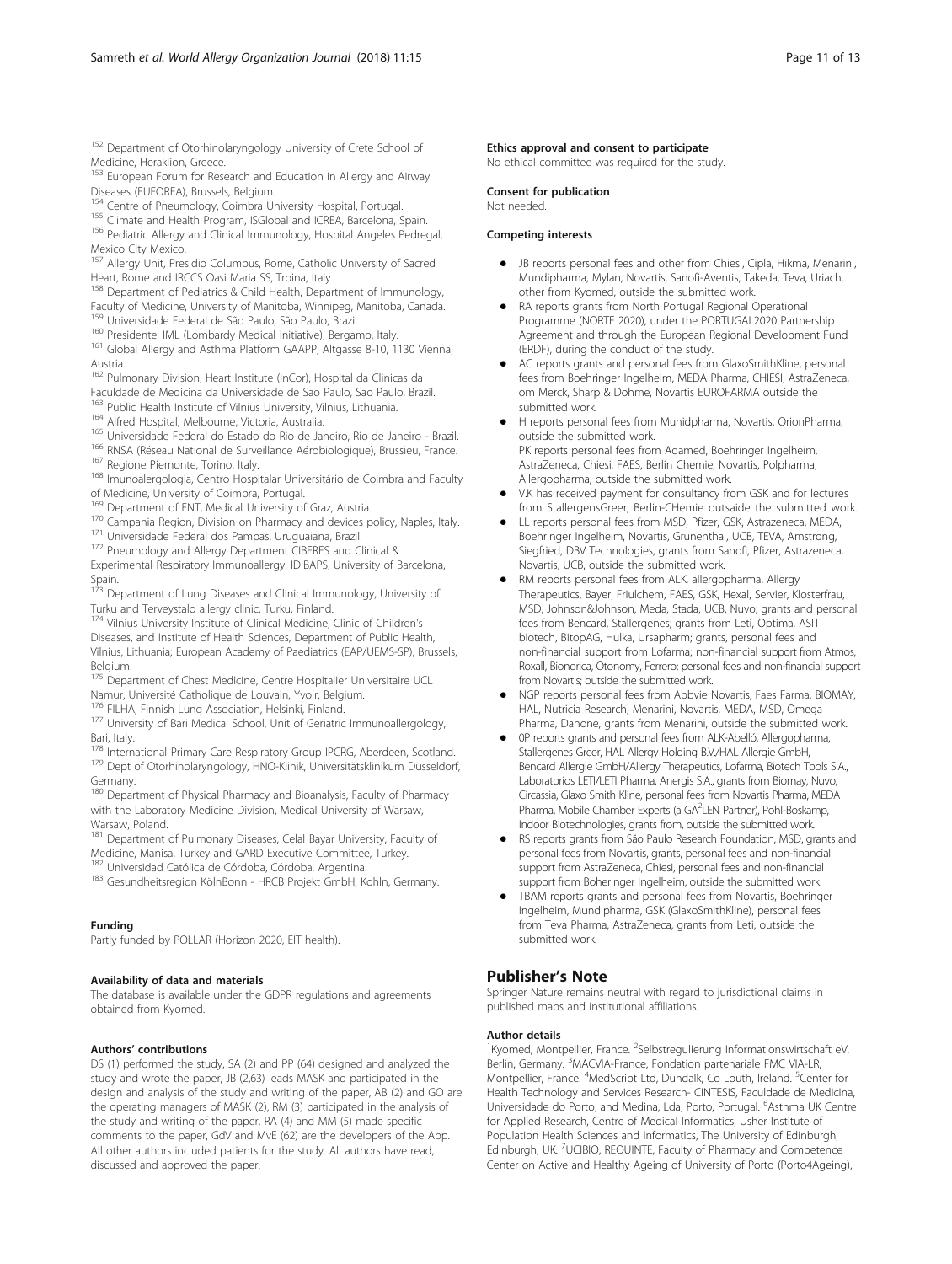[152] Department of Otorhinolaryngology University of Crete School of Medicine, Heraklion, Greece.
[153] European Forum for Research and Education in Allergy and Airway Diseases (EUFOREA), Brussels, Belgium.
[154] Centre of Pneumology, Coimbra University Hospital, Portugal.
[155] Climate and Health Program, ISGlobal and ICREA, Barcelona, Spain.
[156] Pediatric Allergy and Clinical Immunology, Hospital Angeles Pedregal, Mexico City Mexico.
[157] Allergy Unit, Presidio Columbus, Rome, Catholic University of Sacred Heart, Rome and IRCCS Oasi Maria SS, Troina, Italy.
[158] Department of Pediatrics & Child Health, Department of Immunology, Faculty of Medicine, University of Manitoba, Winnipeg, Manitoba, Canada.
[159] Universidade Federal de São Paulo, São Paulo, Brazil.
[160] Presidente, IML (Lombardy Medical Initiative), Bergamo, Italy.
[161] Global Allergy and Asthma Platform GAAPP, Altgasse 8-10, 1130 Vienna, Austria.
[162] Pulmonary Division, Heart Institute (InCor), Hospital da Clinicas da Faculdade de Medicina da Universidade de Sao Paulo, Sao Paulo, Brazil.
[163] Public Health Institute of Vilnius University, Vilnius, Lithuania.
[164] Alfred Hospital, Melbourne, Victoria, Australia.
[165] Universidade Federal do Estado do Rio de Janeiro, Rio de Janeiro - Brazil.
[166] RNSA (Réseau National de Surveillance Aérobiologique), Brussieu, France.
[167] Regione Piemonte, Torino, Italy.
[168] Imunoalergologia, Centro Hospitalar Universitário de Coimbra and Faculty of Medicine, University of Coimbra, Portugal.
[169] Department of ENT, Medical University of Graz, Austria.
[170] Campania Region, Division on Pharmacy and devices policy, Naples, Italy.
[171] Universidade Federal dos Pampas, Uruguaiana, Brazil.
[172] Pneumology and Allergy Department CIBERES and Clinical & Experimental Respiratory Immunoallergy, IDIBAPS, University of Barcelona, Spain.
[173] Department of Lung Diseases and Clinical Immunology, University of Turku and Terveystalo allergy clinic, Turku, Finland.
[174] Vilnius University Institute of Clinical Medicine, Clinic of Children's Diseases, and Institute of Health Sciences, Department of Public Health, Vilnius, Lithuania; European Academy of Paediatrics (EAP/UEMS-SP), Brussels, Belgium.
[175] Department of Chest Medicine, Centre Hospitalier Universitaire UCL Namur, Université Catholique de Louvain, Yvoir, Belgium.
[176] FILHA, Finnish Lung Association, Helsinki, Finland.
[177] University of Bari Medical School, Unit of Geriatric Immunoallergology, Bari, Italy.
[178] International Primary Care Respiratory Group IPCRG, Aberdeen, Scotland.
[179] Dept of Otorhinolaryngology, HNO-Klinik, Universitätsklinikum Düsseldorf, Germany.
[180] Department of Physical Pharmacy and Bioanalysis, Faculty of Pharmacy with the Laboratory Medicine Division, Medical University of Warsaw, Warsaw, Poland.
[181] Department of Pulmonary Diseases, Celal Bayar University, Faculty of Medicine, Manisa, Turkey and GARD Executive Committee, Turkey.
[182] Universidad Católica de Córdoba, Córdoba, Argentina.
[183] Gesundheitsregion KölnBonn - HRCB Projekt GmbH, Kohln, Germany.

#### Funding

Partly funded by POLLAR (Horizon 2020, EIT health).

#### Availability of data and materials

The database is available under the GDPR regulations and agreements obtained from Kyomed.

#### Authors' contributions

DS (1) performed the study, SA (2) and PP (64) designed and analyzed the study and wrote the paper, JB (2,63) leads MASK and participated in the design and analysis of the study and writing of the paper, AB (2) and GO are the operating managers of MASK (2), RM (3) participated in the analysis of the study and writing of the paper, RA (4) and MM (5) made specific comments to the paper, GdV and MvE (62) are the developers of the App. All other authors included patients for the study. All authors have read, discussed and approved the paper.

#### Ethics approval and consent to participate

No ethical committee was required for the study.

#### Consent for publication

Not needed.

#### Competing interests

- JB reports personal fees and other from Chiesi, Cipla, Hikma, Menarini, Mundipharma, Mylan, Novartis, Sanofi-Aventis, Takeda, Teva, Uriach, other from Kyomed, outside the submitted work.
- RA reports grants from North Portugal Regional Operational Programme (NORTE 2020), under the PORTUGAL2020 Partnership Agreement and through the European Regional Development Fund (ERDF), during the conduct of the study.
- AC reports grants and personal fees from GlaxoSmithKline, personal fees from Boehringer Ingelheim, MEDA Pharma, CHIESI, AstraZeneca, om Merck, Sharp & Dohme, Novartis EUROFARMA outside the submitted work.
- H reports personal fees from Munidpharma, Novartis, OrionPharma, outside the submitted work.
  PK reports personal fees from Adamed, Boehringer Ingelheim, AstraZeneca, Chiesi, FAES, Berlin Chemie, Novartis, Polpharma, Allergopharma, outside the submitted work.
- V.K has received payment for consultancy from GSK and for lectures from StallergensGreer, Berlin-CHemie outsaide the submitted work.
- LL reports personal fees from MSD, Pfizer, GSK, Astrazeneca, MEDA, Boehringer Ingelheim, Novartis, Grunenthal, UCB, TEVA, Amstrong, Siegfried, DBV Technologies, grants from Sanofi, Pfizer, Astrazeneca, Novartis, UCB, outside the submitted work.
- RM reports personal fees from ALK, allergopharma, Allergy Therapeutics, Bayer, Friulchem, FAES, GSK, Hexal, Servier, Klosterfrau, MSD, Johnson&Johnson, Meda, Stada, UCB, Nuvo; grants and personal fees from Bencard, Stallergenes; grants from Leti, Optima, ASIT biotech, BitopAG, Hulka, Ursapharm; grants, personal fees and non-financial support from Lofarma; non-financial support from Atmos, Roxall, Bionorica, Otonomy, Ferrero; personal fees and non-financial support from Novartis; outside the submitted work.
- NGP reports personal fees from Abbvie Novartis, Faes Farma, BIOMAY, HAL, Nutricia Research, Menarini, Novartis, MEDA, MSD, Omega Pharma, Danone, grants from Menarini, outside the submitted work.
- 0P reports grants and personal fees from ALK-Abelló, Allergopharma, Stallergenes Greer, HAL Allergy Holding B.V./HAL Allergie GmbH, Bencard Allergie GmbH/Allergy Therapeutics, Lofarma, Biotech Tools S.A., Laboratorios LETI/LETI Pharma, Anergis S.A., grants from Biomay, Nuvo, Circassia, Glaxo Smith Kline, personal fees from Novartis Pharma, MEDA Pharma, Mobile Chamber Experts (a GA$^2$LEN Partner), Pohl-Boskamp, Indoor Biotechnologies, grants from, outside the submitted work.
- RS reports grants from São Paulo Research Foundation, MSD, grants and personal fees from Novartis, grants, personal fees and non-financial support from AstraZeneca, Chiesi, personal fees and non-financial support from Boheringer Ingelheim, outside the submitted work.
- TBAM reports grants and personal fees from Novartis, Boehringer Ingelheim, Mundipharma, GSK (GlaxoSmithKline), personal fees from Teva Pharma, AstraZeneca, grants from Leti, outside the submitted work.

## Publisher's Note

Springer Nature remains neutral with regard to jurisdictional claims in published maps and institutional affiliations.

#### Author details

[1]Kyomed, Montpellier, France. [2]Selbstregulierung Informationswirtschaft eV, Berlin, Germany. [3]MACVIA-France, Fondation partenariale FMC VIA-LR, Montpellier, France. [4]MedScript Ltd, Dundalk, Co Louth, Ireland. [5]Center for Health Technology and Services Research- CINTESIS, Faculdade de Medicina, Universidade do Porto; and Medina, Lda, Porto, Portugal. [6]Asthma UK Centre for Applied Research, Centre of Medical Informatics, Usher Institute of Population Health Sciences and Informatics, The University of Edinburgh, Edinburgh, UK. [7]UCIBIO, REQUINTE, Faculty of Pharmacy and Competence Center on Active and Healthy Ageing of University of Porto (Porto4Ageing),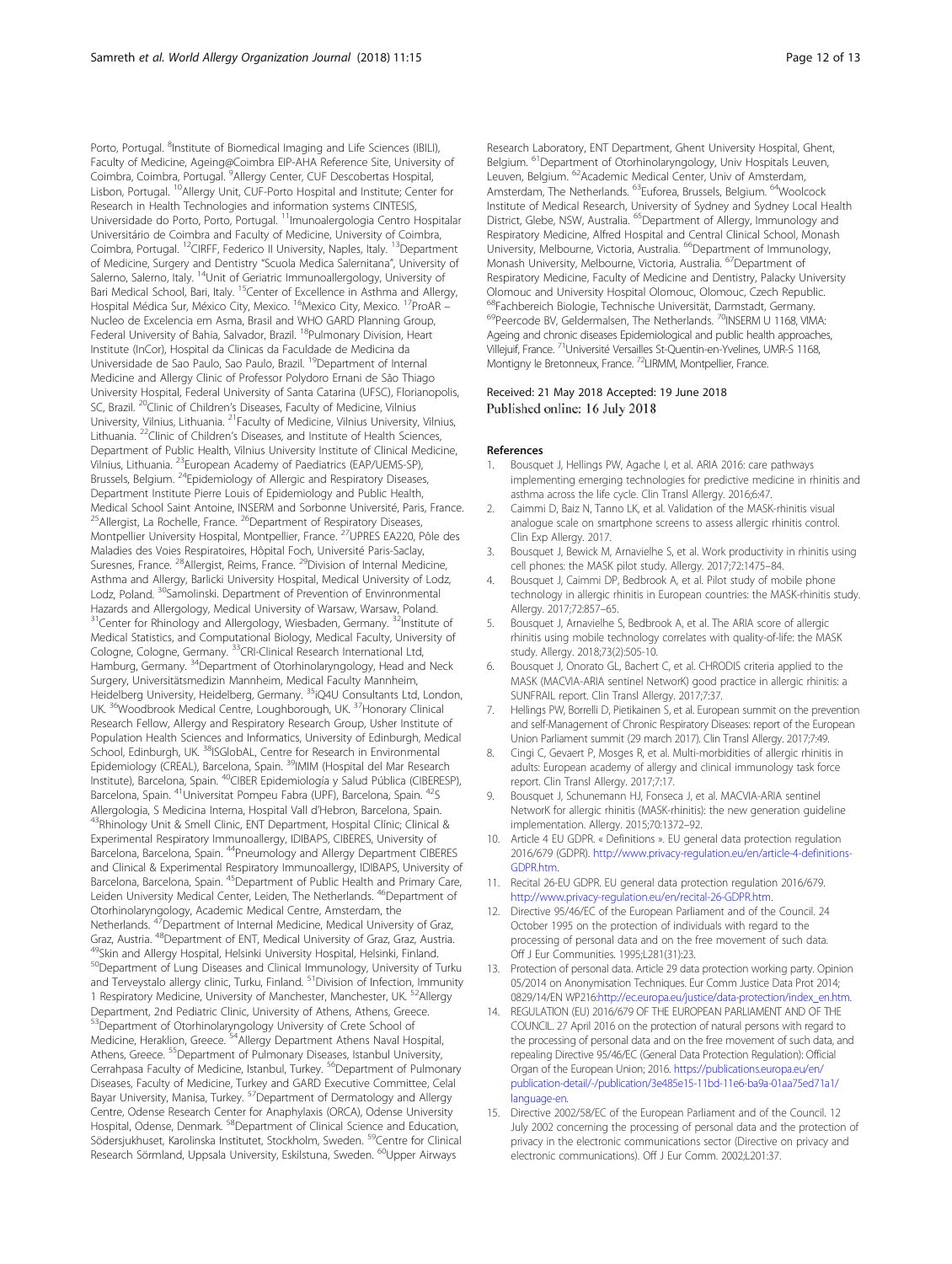Porto, Portugal. [8]Institute of Biomedical Imaging and Life Sciences (IBILI), Faculty of Medicine, Ageing@Coimbra EIP-AHA Reference Site, University of Coimbra, Coimbra, Portugal. [9]Allergy Center, CUF Descobertas Hospital, Lisbon, Portugal. [10]Allergy Unit, CUF-Porto Hospital and Institute; Center for Research in Health Technologies and information systems CINTESIS, Universidade do Porto, Porto, Portugal. [11]Imunoalergologia Centro Hospitalar Universitário de Coimbra and Faculty of Medicine, University of Coimbra, Coimbra, Portugal. [12]CIRFF, Federico II University, Naples, Italy. [13]Department of Medicine, Surgery and Dentistry "Scuola Medica Salernitana", University of Salerno, Salerno, Italy. [14]Unit of Geriatric Immunoallergology, University of Bari Medical School, Bari, Italy. [15]Center of Excellence in Asthma and Allergy, Hospital Médica Sur, México City, Mexico. [16]Mexico City, Mexico. [17]ProAR – Nucleo de Excelencia em Asma, Brasil and WHO GARD Planning Group, Federal University of Bahia, Salvador, Brazil. [18]Pulmonary Division, Heart Institute (InCor), Hospital da Clinicas da Faculdade de Medicina da Universidade de Sao Paulo, Sao Paulo, Brazil. [19]Department of Internal Medicine and Allergy Clinic of Professor Polydoro Ernani de São Thiago University Hospital, Federal University of Santa Catarina (UFSC), Florianopolis, SC, Brazil. [20]Clinic of Children's Diseases, Faculty of Medicine, Vilnius University, Vilnius, Lithuania. [21]Faculty of Medicine, Vilnius University, Vilnius, Lithuania. [22]Clinic of Children's Diseases, and Institute of Health Sciences, Department of Public Health, Vilnius University Institute of Clinical Medicine, Vilnius, Lithuania. [23]European Academy of Paediatrics (EAP/UEMS-SP), Brussels, Belgium. [24]Epidemiology of Allergic and Respiratory Diseases, Department Institute Pierre Louis of Epidemiology and Public Health, Medical School Saint Antoine, INSERM and Sorbonne Université, Paris, France. [25]Allergist, La Rochelle, France. [26]Department of Respiratory Diseases, Montpellier University Hospital, Montpellier, France. [27]UPRES EA220, Pôle des Maladies des Voies Respiratoires, Hôpital Foch, Université Paris-Saclay, Suresnes, France. [28]Allergist, Reims, France. [29]Division of Internal Medicine, Asthma and Allergy, Barlicki University Hospital, Medical University of Lodz, Lodz, Poland. [30]Samolinski. Department of Prevention of Envinronmental Hazards and Allergology, Medical University of Warsaw, Warsaw, Poland. [31]Center for Rhinology and Allergology, Wiesbaden, Germany. [32]Institute of Medical Statistics, and Computational Biology, Medical Faculty, University of Cologne, Cologne, Germany. [33]CRI-Clinical Research International Ltd, Hamburg, Germany. [34]Department of Otorhinolaryngology, Head and Neck Surgery, Universitätsmedizin Mannheim, Medical Faculty Mannheim, Heidelberg University, Heidelberg, Germany. [35]iQ4U Consultants Ltd, London, UK. [36]Woodbrook Medical Centre, Loughborough, UK. [37]Honorary Clinical Research Fellow, Allergy and Respiratory Research Group, Usher Institute of Population Health Sciences and Informatics, University of Edinburgh, Medical School, Edinburgh, UK. [38]ISGlobAL, Centre for Research in Environmental Epidemiology (CREAL), Barcelona, Spain. [39]IMIM (Hospital del Mar Research Institute), Barcelona, Spain. [40]CIBER Epidemiología y Salud Pública (CIBERESP), Barcelona, Spain. [41]Universitat Pompeu Fabra (UPF), Barcelona, Spain. [42]S Allergologia, S Medicina Interna, Hospital Vall d'Hebron, Barcelona, Spain. [43]Rhinology Unit & Smell Clinic, ENT Department, Hospital Clínic; Clinical & Experimental Respiratory Immunoallergy, IDIBAPS, CIBERES, University of Barcelona, Barcelona, Spain. [44]Pneumology and Allergy Department CIBERES and Clinical & Experimental Respiratory Immunoallergy, IDIBAPS, University of Barcelona, Barcelona, Spain. [45]Department of Public Health and Primary Care, Leiden University Medical Center, Leiden, The Netherlands. [46]Department of Otorhinolaryngology, Academic Medical Centre, Amsterdam, the Netherlands. [47]Department of Internal Medicine, Medical University of Graz, Graz, Austria. [48]Department of ENT, Medical University of Graz, Graz, Austria. [49]Skin and Allergy Hospital, Helsinki University Hospital, Helsinki, Finland. [50]Department of Lung Diseases and Clinical Immunology, University of Turku and Terveystalo allergy clinic, Turku, Finland. [51]Division of Infection, Immunity 1 Respiratory Medicine, University of Manchester, Manchester, UK. [52]Allergy Department, 2nd Pediatric Clinic, University of Athens, Athens, Greece. [53]Department of Otorhinolaryngology University of Crete School of Medicine, Heraklion, Greece. [54]Allergy Department Athens Naval Hospital, Athens, Greece. [55]Department of Pulmonary Diseases, Istanbul University, Cerrahpasa Faculty of Medicine, Istanbul, Turkey. [56]Department of Pulmonary Diseases, Faculty of Medicine, Turkey and GARD Executive Committee, Celal Bayar University, Manisa, Turkey. [57]Department of Dermatology and Allergy Centre, Odense Research Center for Anaphylaxis (ORCA), Odense University Hospital, Odense, Denmark. [58]Department of Clinical Science and Education, Södersjukhuset, Karolinska Institutet, Stockholm, Sweden. [59]Centre for Clinical Research Sörmland, Uppsala University, Eskilstuna, Sweden. [60]Upper Airways Research Laboratory, ENT Department, Ghent University Hospital, Ghent, Belgium. [61]Department of Otorhinolaryngology, Univ Hospitals Leuven, Leuven, Belgium. [62]Academic Medical Center, Univ of Amsterdam, Amsterdam, The Netherlands. [63]Euforea, Brussels, Belgium. [64]Woolcock Institute of Medical Research, University of Sydney and Sydney Local Health District, Glebe, NSW, Australia. [65]Department of Allergy, Immunology and Respiratory Medicine, Alfred Hospital and Central Clinical School, Monash University, Melbourne, Victoria, Australia. [66]Department of Immunology, Monash University, Melbourne, Victoria, Australia. [67]Department of Respiratory Medicine, Faculty of Medicine and Dentistry, Palacky University Olomouc and University Hospital Olomouc, Olomouc, Czech Republic. [68]Fachbereich Biologie, Technische Universität, Darmstadt, Germany. [69]Peercode BV, Geldermalsen, The Netherlands. [70]INSERM U 1168, VIMA: Ageing and chronic diseases Epidemiological and public health approaches, Villejuif, France. [71]Université Versailles St-Quentin-en-Yvelines, UMR-S 1168, Montigny le Bretonneux, France. [72]LIRMM, Montpellier, France.

Received: 21 May 2018 Accepted: 19 June 2018
Published online: 16 July 2018

## References

1. Bousquet J, Hellings PW, Agache I, et al. ARIA 2016: care pathways implementing emerging technologies for predictive medicine in rhinitis and asthma across the life cycle. Clin Transl Allergy. 2016;6:47.
2. Caimmi D, Baiz N, Tanno LK, et al. Validation of the MASK-rhinitis visual analogue scale on smartphone screens to assess allergic rhinitis control. Clin Exp Allergy. 2017.
3. Bousquet J, Bewick M, Arnavielhe S, et al. Work productivity in rhinitis using cell phones: the MASK pilot study. Allergy. 2017;72:1475–84.
4. Bousquet J, Caimmi DP, Bedbrook A, et al. Pilot study of mobile phone technology in allergic rhinitis in European countries: the MASK-rhinitis study. Allergy. 2017;72:857–65.
5. Bousquet J, Arnavielhe S, Bedbrook A, et al. The ARIA score of allergic rhinitis using mobile technology correlates with quality-of-life: the MASK study. Allergy. 2018;73(2):505-10.
6. Bousquet J, Onorato GL, Bachert C, et al. CHRODIS criteria applied to the MASK (MACVIA-ARIA sentinel NetworK) good practice in allergic rhinitis: a SUNFRAIL report. Clin Transl Allergy. 2017;7:37.
7. Hellings PW, Borrelli D, Pietikainen S, et al. European summit on the prevention and self-Management of Chronic Respiratory Diseases: report of the European Union Parliament summit (29 march 2017). Clin Transl Allergy. 2017;7:49.
8. Cingi C, Gevaert P, Mosges R, et al. Multi-morbidities of allergic rhinitis in adults: European academy of allergy and clinical immunology task force report. Clin Transl Allergy. 2017;7:17.
9. Bousquet J, Schunemann HJ, Fonseca J, et al. MACVIA-ARIA sentinel NetworK for allergic rhinitis (MASK-rhinitis): the new generation guideline implementation. Allergy. 2015;70:1372–92.
10. Article 4 EU GDPR. « Definitions ». EU general data protection regulation 2016/679 (GDPR). http://www.privacy-regulation.eu/en/article-4-definitions-GDPR.htm.
11. Recital 26-EU GDPR. EU general data protection regulation 2016/679. http://www.privacy-regulation.eu/en/recital-26-GDPR.htm.
12. Directive 95/46/EC of the European Parliament and of the Council. 24 October 1995 on the protection of individuals with regard to the processing of personal data and on the free movement of such data. Off J Eur Communities. 1995;L281(31):23.
13. Protection of personal data. Article 29 data protection working party. Opinion 05/2014 on Anonymisation Techniques. Eur Comm Justice Data Prot 2014; 0829/14/EN WP216:http://ec.europa.eu/justice/data-protection/index_en.htm.
14. REGULATION (EU) 2016/679 OF THE EUROPEAN PARLIAMENT AND OF THE COUNCIL. 27 April 2016 on the protection of natural persons with regard to the processing of personal data and on the free movement of such data, and repealing Directive 95/46/EC (General Data Protection Regulation): Official Organ of the European Union; 2016. https://publications.europa.eu/en/publication-detail/-/publication/3e485e15-11bd-11e6-ba9a-01aa75ed71a1/language-en.
15. Directive 2002/58/EC of the European Parliament and of the Council. 12 July 2002 concerning the processing of personal data and the protection of privacy in the electronic communications sector (Directive on privacy and electronic communications). Off J Eur Comm. 2002;L201:37.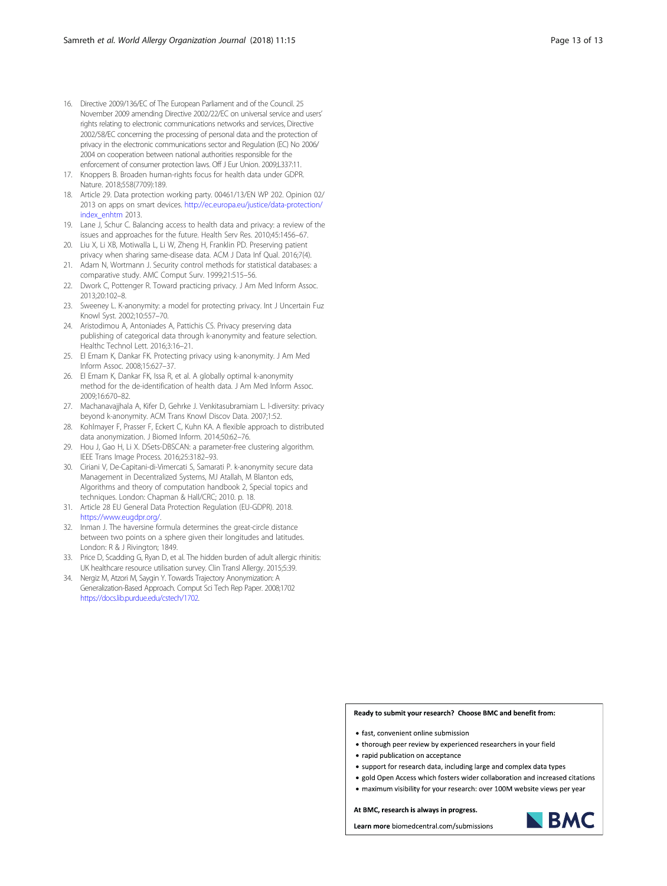16. Directive 2009/136/EC of The European Parliament and of the Council. 25 November 2009 amending Directive 2002/22/EC on universal service and users' rights relating to electronic communications networks and services, Directive 2002/58/EC concerning the processing of personal data and the protection of privacy in the electronic communications sector and Regulation (EC) No 2006/2004 on cooperation between national authorities responsible for the enforcement of consumer protection laws. Off J Eur Union. 2009;L337:11.
17. Knoppers B. Broaden human-rights focus for health data under GDPR. Nature. 2018;558(7709):189.
18. Article 29. Data protection working party. 00461/13/EN WP 202. Opinion 02/2013 on apps on smart devices. http://ec.europa.eu/justice/data-protection/index_enhtm 2013.
19. Lane J, Schur C. Balancing access to health data and privacy: a review of the issues and approaches for the future. Health Serv Res. 2010;45:1456–67.
20. Liu X, Li XB, Motiwalla L, Li W, Zheng H, Franklin PD. Preserving patient privacy when sharing same-disease data. ACM J Data Inf Qual. 2016;7(4).
21. Adam N, Wortmann J. Security control methods for statistical databases: a comparative study. AMC Comput Surv. 1999;21:515–56.
22. Dwork C, Pottenger R. Toward practicing privacy. J Am Med Inform Assoc. 2013;20:102–8.
23. Sweeney L. K-anonymity: a model for protecting privacy. Int J Uncertain Fuz Knowl Syst. 2002;10:557–70.
24. Aristodimou A, Antoniades A, Pattichis CS. Privacy preserving data publishing of categorical data through k-anonymity and feature selection. Healthc Technol Lett. 2016;3:16–21.
25. El Emam K, Dankar FK. Protecting privacy using k-anonymity. J Am Med Inform Assoc. 2008;15:627–37.
26. El Emam K, Dankar FK, Issa R, et al. A globally optimal k-anonymity method for the de-identification of health data. J Am Med Inform Assoc. 2009;16:670–82.
27. Machanavajjhala A, Kifer D, Gehrke J. Venkitasubramiam L. l-diversity: privacy beyond k-anonymity. ACM Trans Knowl Discov Data. 2007;1:52.
28. Kohlmayer F, Prasser F, Eckert C, Kuhn KA. A flexible approach to distributed data anonymization. J Biomed Inform. 2014;50:62–76.
29. Hou J, Gao H, Li X. DSets-DBSCAN: a parameter-free clustering algorithm. IEEE Trans Image Process. 2016;25:3182–93.
30. Ciriani V, De-Capitani-di-Vimercati S, Samarati P. k-anonymity secure data Management in Decentralized Systems, MJ Atallah, M Blanton eds, Algorithms and theory of computation handbook 2, Special topics and techniques. London: Chapman & Hall/CRC; 2010. p. 18.
31. Article 28 EU General Data Protection Regulation (EU-GDPR). 2018. https://www.eugdpr.org/.
32. Inman J. The haversine formula determines the great-circle distance between two points on a sphere given their longitudes and latitudes. London: R & J Rivington; 1849.
33. Price D, Scadding G, Ryan D, et al. The hidden burden of adult allergic rhinitis: UK healthcare resource utilisation survey. Clin Transl Allergy. 2015;5:39.
34. Nergiz M, Atzori M, Saygin Y. Towards Trajectory Anonymization: A Generalization-Based Approach. Comput Sci Tech Rep Paper. 2008;1702 https://docs.lib.purdue.edu/cstech/1702.

**Ready to submit your research? Choose BMC and benefit from:**

- fast, convenient online submission
- thorough peer review by experienced researchers in your field
- rapid publication on acceptance
- support for research data, including large and complex data types
- gold Open Access which fosters wider collaboration and increased citations
- maximum visibility for your research: over 100M website views per year

**At BMC, research is always in progress.**

**Learn more** biomedcentral.com/submissions

BMC